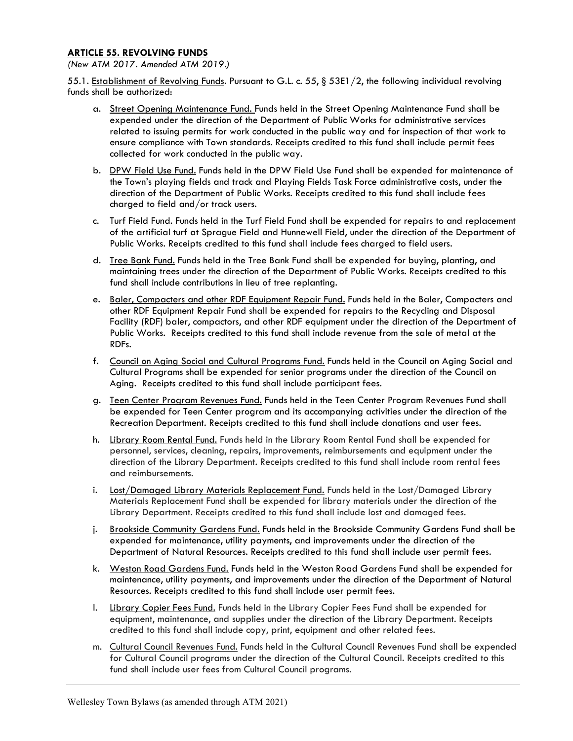## ARTICLE 55. REVOLVING FUNDS

*(New ATM 2017. Amended ATM 2019.)*

55.1. Establishment of Revolving Funds. Pursuant to G.L. c. 55, § 53E1/2, the following individual revolving funds shall be authorized:

a. Street Opening Maintenance Fund. Funds held in the Street Opening Maintenance Fund shall be expended under the direction of the Department of Public Works for administrative services related to issuing permits for work conducted in the public way and for inspection of that work to ensure compliance with Town standards. Receipts credited to this fund shall include permit fees collected for work conducted in the public way.

b. DPW Field Use Fund. Funds held in the DPW Field Use Fund shall be expended for maintenance of the Town's playing fields and track and Playing Fields Task Force administrative costs, under the direction of the Department of Public Works. Receipts credited to this fund shall include fees charged to field and/or track users.

c. Turf Field Fund. Funds held in the Turf Field Fund shall be expended for repairs to and replacement of the artificial turf at Sprague Field and Hunnewell Field, under the direction of the Department of Public Works. Receipts credited to this fund shall include fees charged to field users.

d. Tree Bank Fund. Funds held in the Tree Bank Fund shall be expended for buying, planting, and maintaining trees under the direction of the Department of Public Works. Receipts credited to this fund shall include contributions in lieu of tree replanting.

e. Baler, Compacters and other RDF Equipment Repair Fund. Funds held in the Baler, Compacters and other RDF Equipment Repair Fund shall be expended for repairs to the Recycling and Disposal Facility (RDF) baler, compactors, and other RDF equipment under the direction of the Department of Public Works. Receipts credited to this fund shall include revenue from the sale of metal at the RDFs.

f. Council on Aging Social and Cultural Programs Fund. Funds held in the Council on Aging Social and Cultural Programs shall be expended for senior programs under the direction of the Council on Aging. Receipts credited to this fund shall include participant fees.

g. Teen Center Program Revenues Fund. Funds held in the Teen Center Program Revenues Fund shall be expended for Teen Center program and its accompanying activities under the direction of the Recreation Department. Receipts credited to this fund shall include donations and user fees.

h. Library Room Rental Fund. Funds held in the Library Room Rental Fund shall be expended for personnel, services, cleaning, repairs, improvements, reimbursements and equipment under the direction of the Library Department. Receipts credited to this fund shall include room rental fees and reimbursements.

i. Lost/Damaged Library Materials Replacement Fund. Funds held in the Lost/Damaged Library Materials Replacement Fund shall be expended for library materials under the direction of the Library Department. Receipts credited to this fund shall include lost and damaged fees.

j. Brookside Community Gardens Fund. Funds held in the Brookside Community Gardens Fund shall be expended for maintenance, utility payments, and improvements under the direction of the Department of Natural Resources. Receipts credited to this fund shall include user permit fees.

k. Weston Road Gardens Fund. Funds held in the Weston Road Gardens Fund shall be expended for maintenance, utility payments, and improvements under the direction of the Department of Natural Resources. Receipts credited to this fund shall include user permit fees.

l. Library Copier Fees Fund. Funds held in the Library Copier Fees Fund shall be expended for equipment, maintenance, and supplies under the direction of the Library Department. Receipts credited to this fund shall include copy, print, equipment and other related fees.

m. Cultural Council Revenues Fund. Funds held in the Cultural Council Revenues Fund shall be expended for Cultural Council programs under the direction of the Cultural Council. Receipts credited to this fund shall include user fees from Cultural Council programs.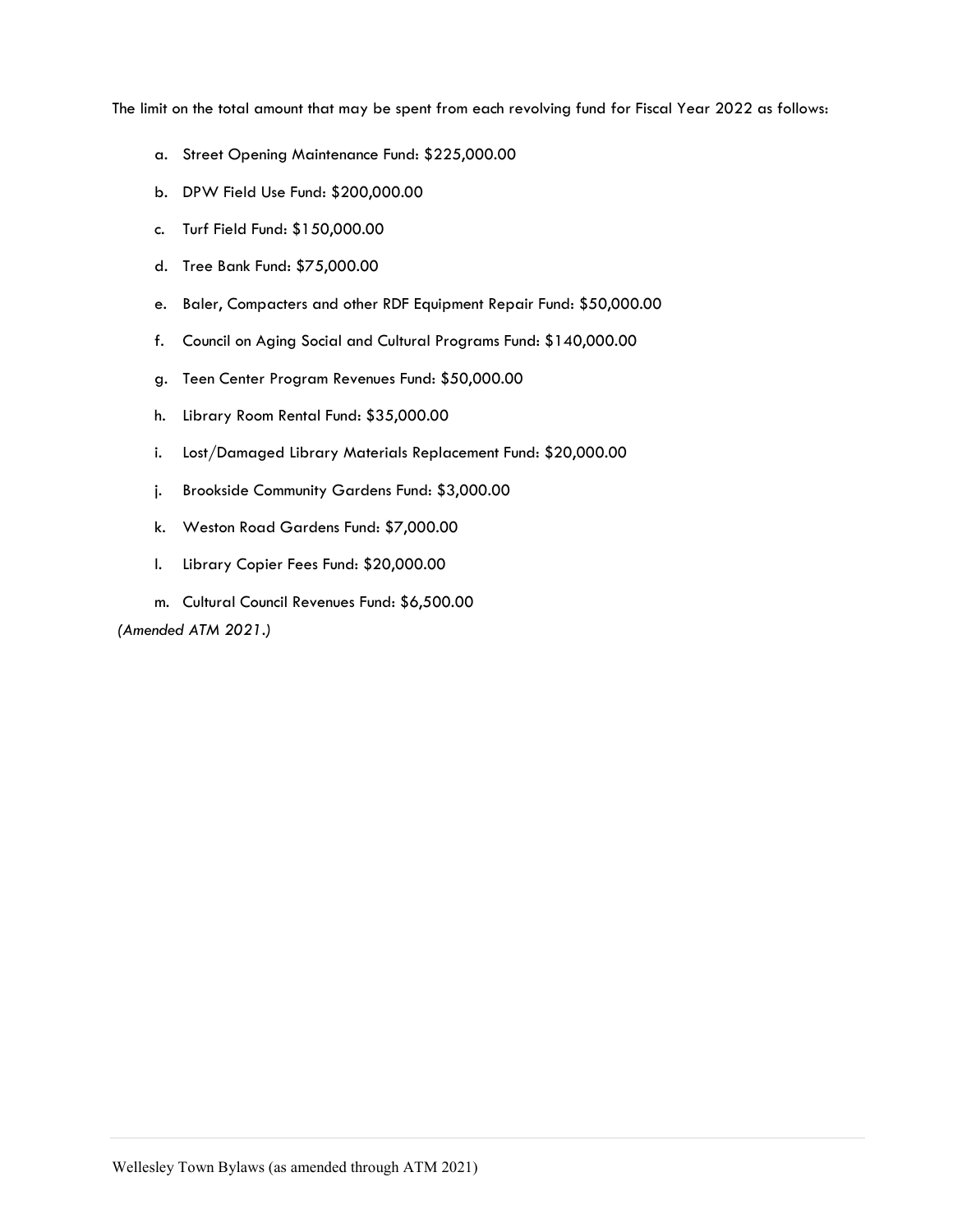The limit on the total amount that may be spent from each revolving fund for Fiscal Year 2022 as follows:

a. Street Opening Maintenance Fund: $225,000.00

b. DPW Field Use Fund: $200,000.00

c. Turf Field Fund: $150,000.00

d. Tree Bank Fund: $75,000.00

e. Baler, Compacters and other RDF Equipment Repair Fund: $50,000.00

f. Council on Aging Social and Cultural Programs Fund: $140,000.00

g. Teen Center Program Revenues Fund: $50,000.00

h. Library Room Rental Fund: $35,000.00

i. Lost/Damaged Library Materials Replacement Fund: $20,000.00

j. Brookside Community Gardens Fund: $3,000.00

k. Weston Road Gardens Fund: $7,000.00

l. Library Copier Fees Fund: $20,000.00

m. Cultural Council Revenues Fund: $6,500.00

*(Amended ATM 2021.)*